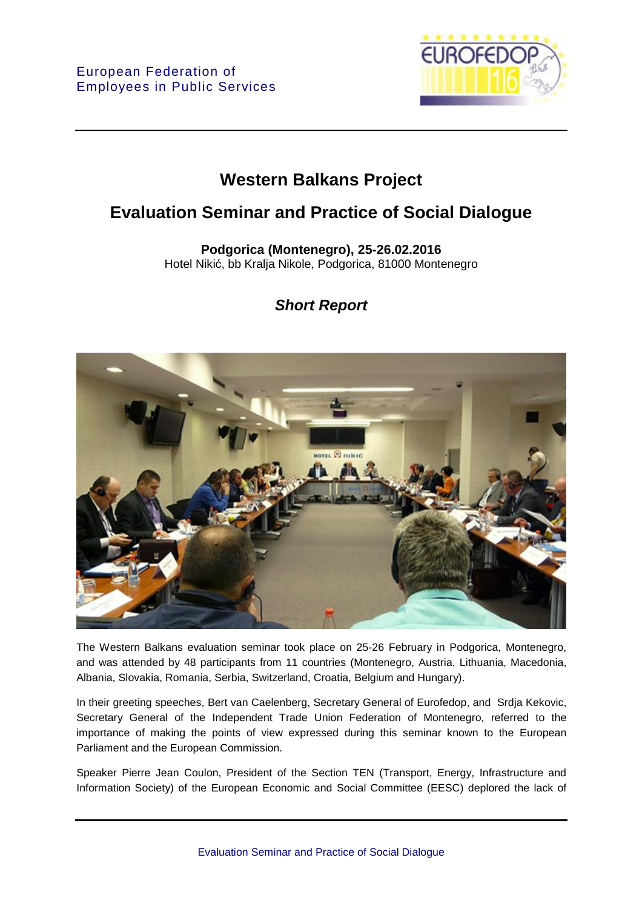European Federation of
Employees in Public Services

# Western Balkans Project

## Evaluation Seminar and Practice of Social Dialogue

**Podgorica (Montenegro), 25-26.02.2016**
Hotel Nikić, bb Kralja Nikole, Podgorica, 81000 Montenegro

### *Short Report*

The Western Balkans evaluation seminar took place on 25-26 February in Podgorica, Montenegro, and was attended by 48 participants from 11 countries (Montenegro, Austria, Lithuania, Macedonia, Albania, Slovakia, Romania, Serbia, Switzerland, Croatia, Belgium and Hungary).

In their greeting speeches, Bert van Caelenberg, Secretary General of Eurofedop, and Srdja Kekovic, Secretary General of the Independent Trade Union Federation of Montenegro, referred to the importance of making the points of view expressed during this seminar known to the European Parliament and the European Commission.

Speaker Pierre Jean Coulon, President of the Section TEN (Transport, Energy, Infrastructure and Information Society) of the European Economic and Social Committee (EESC) deplored the lack of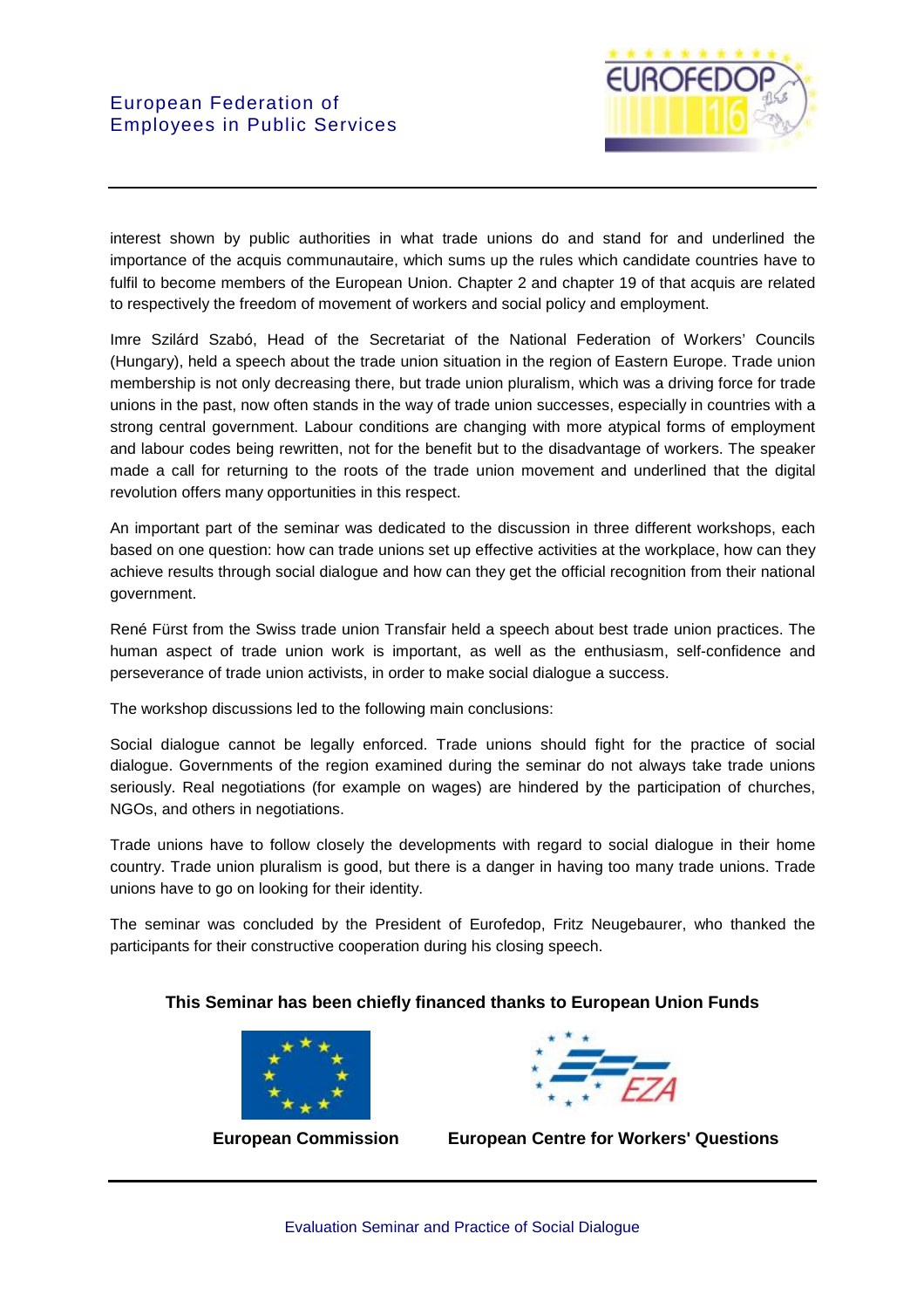interest shown by public authorities in what trade unions do and stand for and underlined the importance of the acquis communautaire, which sums up the rules which candidate countries have to fulfil to become members of the European Union. Chapter 2 and chapter 19 of that acquis are related to respectively the freedom of movement of workers and social policy and employment.

Imre Szilárd Szabó, Head of the Secretariat of the National Federation of Workers' Councils (Hungary), held a speech about the trade union situation in the region of Eastern Europe. Trade union membership is not only decreasing there, but trade union pluralism, which was a driving force for trade unions in the past, now often stands in the way of trade union successes, especially in countries with a strong central government. Labour conditions are changing with more atypical forms of employment and labour codes being rewritten, not for the benefit but to the disadvantage of workers. The speaker made a call for returning to the roots of the trade union movement and underlined that the digital revolution offers many opportunities in this respect.

An important part of the seminar was dedicated to the discussion in three different workshops, each based on one question: how can trade unions set up effective activities at the workplace, how can they achieve results through social dialogue and how can they get the official recognition from their national government.

René Fürst from the Swiss trade union Transfair held a speech about best trade union practices. The human aspect of trade union work is important, as well as the enthusiasm, self-confidence and perseverance of trade union activists, in order to make social dialogue a success.

The workshop discussions led to the following main conclusions:

Social dialogue cannot be legally enforced. Trade unions should fight for the practice of social dialogue. Governments of the region examined during the seminar do not always take trade unions seriously. Real negotiations (for example on wages) are hindered by the participation of churches, NGOs, and others in negotiations.

Trade unions have to follow closely the developments with regard to social dialogue in their home country. Trade union pluralism is good, but there is a danger in having too many trade unions. Trade unions have to go on looking for their identity.

The seminar was concluded by the President of Eurofedop, Fritz Neugebaurer, who thanked the participants for their constructive cooperation during his closing speech.

**This Seminar has been chiefly financed thanks to European Union Funds**

**European Commission** **European Centre for Workers' Questions**